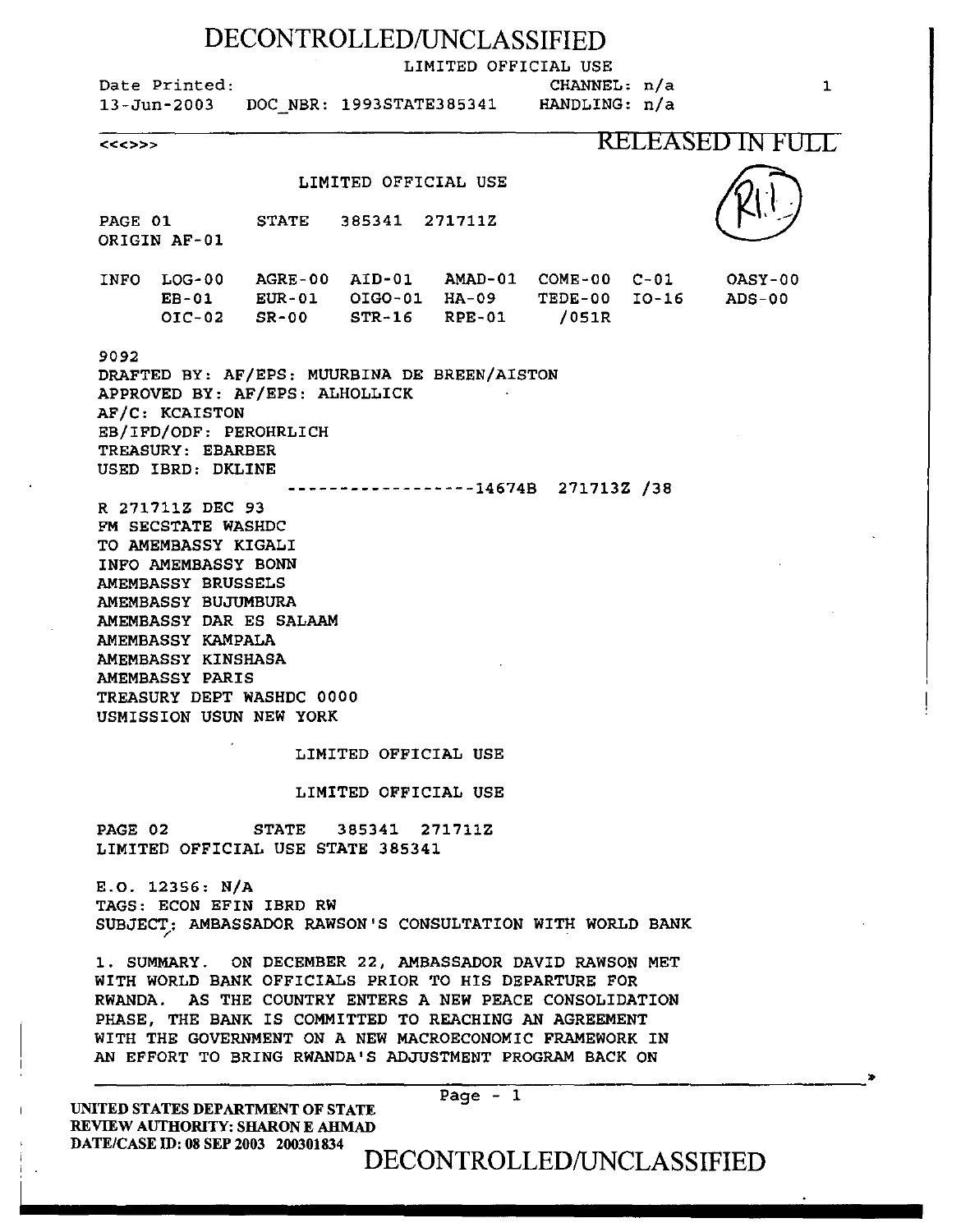DECONTROLLED/UNCLASSIFIED

LIMITED OFFICIAL USE

Date Printed: 13-Jun-2003 DOC_NBR: 1993STATE385341 CHANNEL: n/a HANDLING: n/a

<<<>>>

RELEASED IN FULL

LIMITED OFFICIAL USE

PAGE 01 STATE 385341 271711Z
ORIGIN AF-01

INFO LOG-00 AGRE-00 AID-01 AMAD-01 COME-00 C-01 OASY-00
EB-01 EUR-01 OIGO-01 HA-09 TEDE-00 IO-16 ADS-00
OIC-02 SR-00 STR-16 RPE-01 /051R

9092
DRAFTED BY: AF/EPS: MUURBINA DE BREEN/AISTON
APPROVED BY: AF/EPS: ALHOLLICK
AF/C: KCAISTON
EB/IFD/ODF: PEROHRLICH
TREASURY: EBARBER
USED IBRD: DKLINE

------------------14674B 271713Z /38

R 271711Z DEC 93
FM SECSTATE WASHDC
TO AMEMBASSY KIGALI
INFO AMEMBASSY BONN
AMEMBASSY BRUSSELS
AMEMBASSY BUJUMBURA
AMEMBASSY DAR ES SALAAM
AMEMBASSY KAMPALA
AMEMBASSY KINSHASA
AMEMBASSY PARIS
TREASURY DEPT WASHDC 0000
USMISSION USUN NEW YORK

LIMITED OFFICIAL USE

LIMITED OFFICIAL USE

PAGE 02 STATE 385341 271711Z
LIMITED OFFICIAL USE STATE 385341

E.O. 12356: N/A
TAGS: ECON EFIN IBRD RW
SUBJECT: AMBASSADOR RAWSON'S CONSULTATION WITH WORLD BANK

1. SUMMARY. ON DECEMBER 22, AMBASSADOR DAVID RAWSON MET WITH WORLD BANK OFFICIALS PRIOR TO HIS DEPARTURE FOR RWANDA. AS THE COUNTRY ENTERS A NEW PEACE CONSOLIDATION PHASE, THE BANK IS COMMITTED TO REACHING AN AGREEMENT WITH THE GOVERNMENT ON A NEW MACROECONOMIC FRAMEWORK IN AN EFFORT TO BRING RWANDA'S ADJUSTMENT PROGRAM BACK ON

UNITED STATES DEPARTMENT OF STATE
REVIEW AUTHORITY: SHARON E AHMAD
DATE/CASE ID: 08 SEP 2003 200301834

DECONTROLLED/UNCLASSIFIED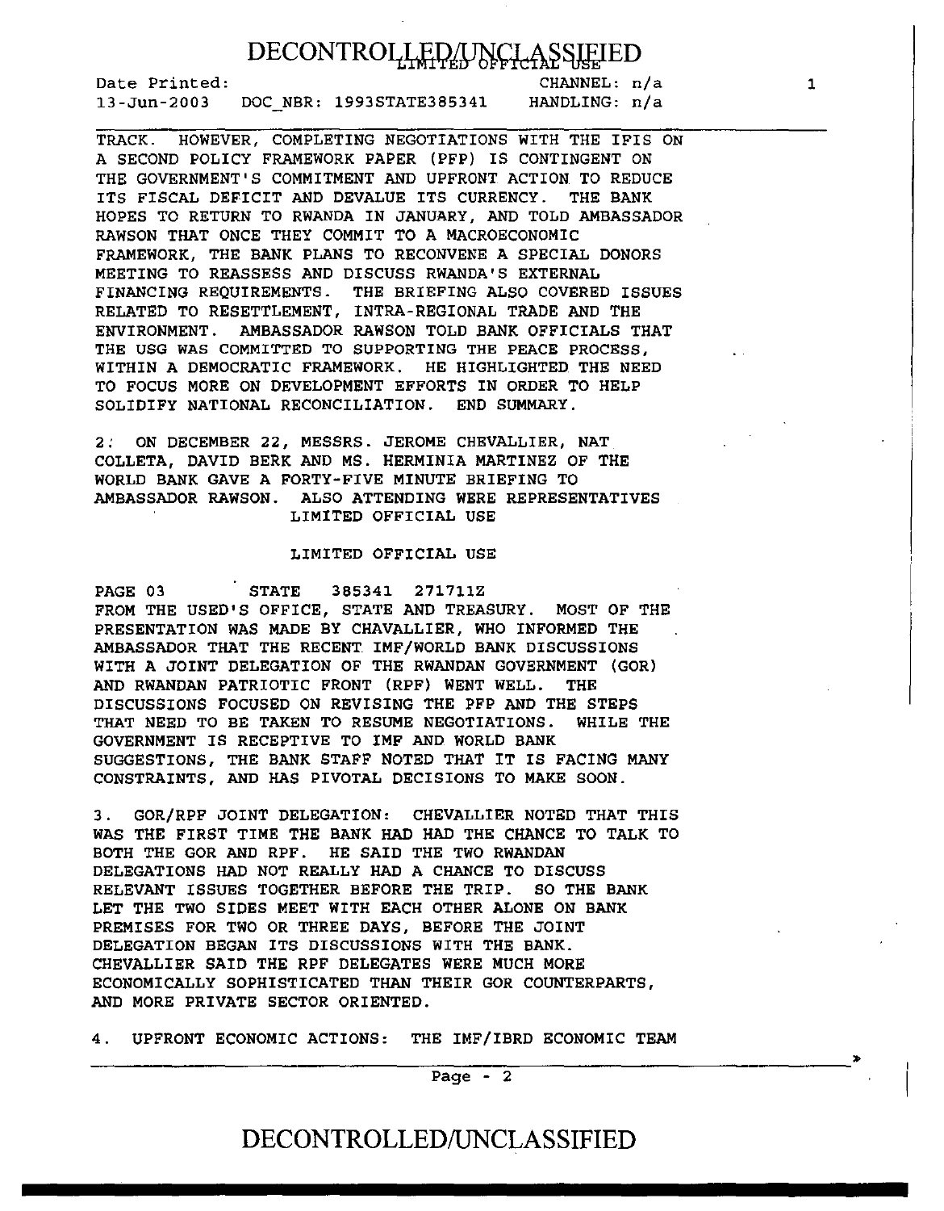TRACK. HOWEVER, COMPLETING NEGOTIATIONS WITH THE IFIS ON A SECOND POLICY FRAMEWORK PAPER (PFP) IS CONTINGENT ON THE GOVERNMENT'S COMMITMENT AND UPFRONT ACTION TO REDUCE ITS FISCAL DEFICIT AND DEVALUE ITS CURRENCY. THE BANK HOPES TO RETURN TO RWANDA IN JANUARY, AND TOLD AMBASSADOR RAWSON THAT ONCE THEY COMMIT TO A MACROECONOMIC FRAMEWORK, THE BANK PLANS TO RECONVENE A SPECIAL DONORS MEETING TO REASSESS AND DISCUSS RWANDA'S EXTERNAL FINANCING REQUIREMENTS. THE BRIEFING ALSO COVERED ISSUES RELATED TO RESETTLEMENT, INTRA-REGIONAL TRADE AND THE ENVIRONMENT. AMBASSADOR RAWSON TOLD BANK OFFICIALS THAT THE USG WAS COMMITTED TO SUPPORTING THE PEACE PROCESS, WITHIN A DEMOCRATIC FRAMEWORK. HE HIGHLIGHTED THE NEED TO FOCUS MORE ON DEVELOPMENT EFFORTS IN ORDER TO HELP SOLIDIFY NATIONAL RECONCILIATION. END SUMMARY.

2. ON DECEMBER 22, MESSRS. JEROME CHEVALLIER, NAT COLLETA, DAVID BERK AND MS. HERMINIA MARTINEZ OF THE WORLD BANK GAVE A FORTY-FIVE MINUTE BRIEFING TO AMBASSADOR RAWSON. ALSO ATTENDING WERE REPRESENTATIVES FROM THE USED'S OFFICE, STATE AND TREASURY. MOST OF THE PRESENTATION WAS MADE BY CHAVALLIER, WHO INFORMED THE AMBASSADOR THAT THE RECENT IMF/WORLD BANK DISCUSSIONS WITH A JOINT DELEGATION OF THE RWANDAN GOVERNMENT (GOR) AND RWANDAN PATRIOTIC FRONT (RPF) WENT WELL. THE DISCUSSIONS FOCUSED ON REVISING THE PFP AND THE STEPS THAT NEED TO BE TAKEN TO RESUME NEGOTIATIONS. WHILE THE GOVERNMENT IS RECEPTIVE TO IMF AND WORLD BANK SUGGESTIONS, THE BANK STAFF NOTED THAT IT IS FACING MANY CONSTRAINTS, AND HAS PIVOTAL DECISIONS TO MAKE SOON.

3. GOR/RPF JOINT DELEGATION: CHEVALLIER NOTED THAT THIS WAS THE FIRST TIME THE BANK HAD HAD THE CHANCE TO TALK TO BOTH THE GOR AND RPF. HE SAID THE TWO RWANDAN DELEGATIONS HAD NOT REALLY HAD A CHANCE TO DISCUSS RELEVANT ISSUES TOGETHER BEFORE THE TRIP. SO THE BANK LET THE TWO SIDES MEET WITH EACH OTHER ALONE ON BANK PREMISES FOR TWO OR THREE DAYS, BEFORE THE JOINT DELEGATION BEGAN ITS DISCUSSIONS WITH THE BANK. CHEVALLIER SAID THE RPF DELEGATES WERE MUCH MORE ECONOMICALLY SOPHISTICATED THAN THEIR GOR COUNTERPARTS, AND MORE PRIVATE SECTOR ORIENTED.

4. UPFRONT ECONOMIC ACTIONS: THE IMF/IBRD ECONOMIC TEAM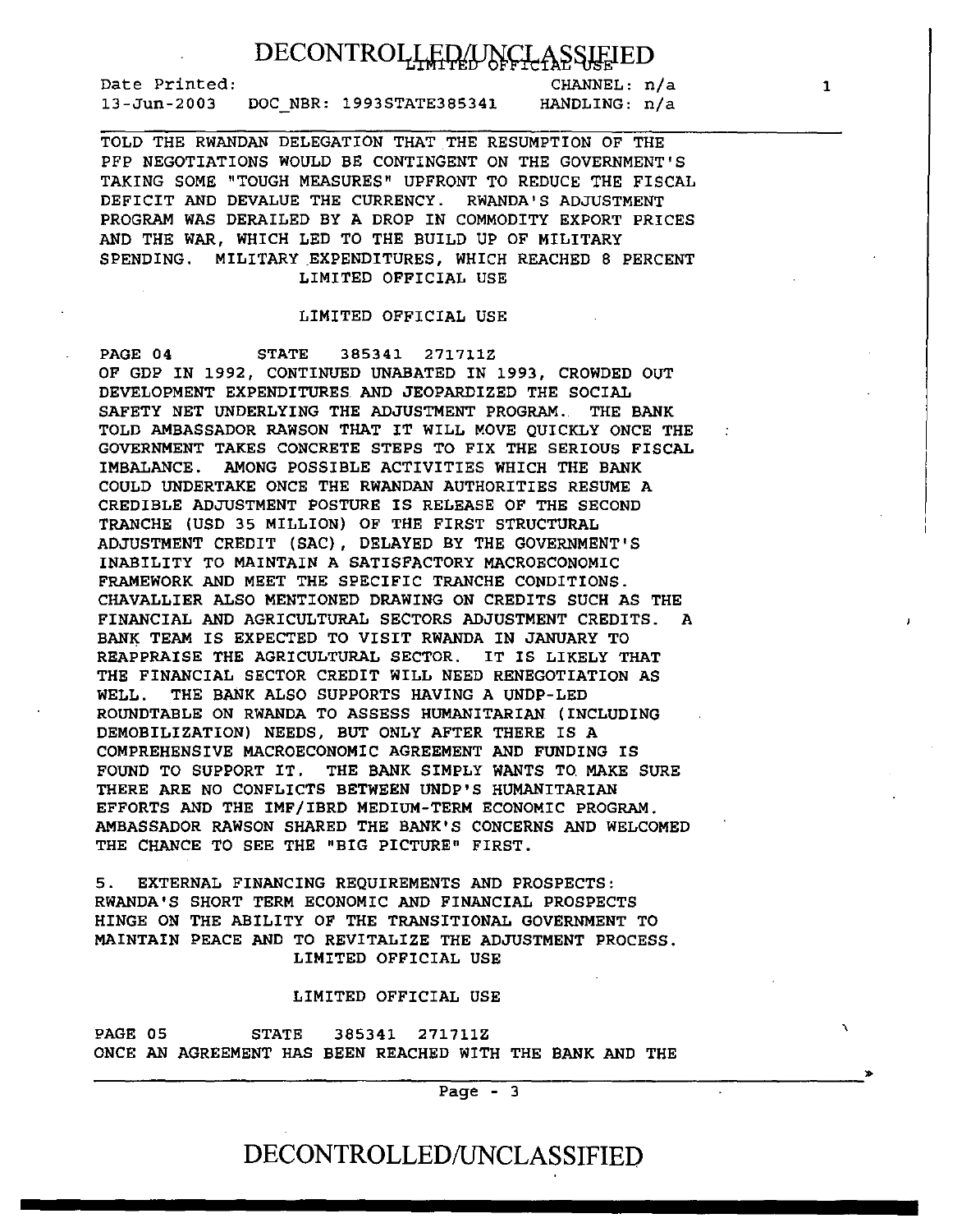TOLD THE RWANDAN DELEGATION THAT THE RESUMPTION OF THE PFP NEGOTIATIONS WOULD BE CONTINGENT ON THE GOVERNMENT'S TAKING SOME "TOUGH MEASURES" UPFRONT TO REDUCE THE FISCAL DEFICIT AND DEVALUE THE CURRENCY. RWANDA'S ADJUSTMENT PROGRAM WAS DERAILED BY A DROP IN COMMODITY EXPORT PRICES AND THE WAR, WHICH LED TO THE BUILD UP OF MILITARY SPENDING. MILITARY EXPENDITURES, WHICH REACHED 8 PERCENT

LIMITED OFFICIAL USE

LIMITED OFFICIAL USE

PAGE 04 STATE 385341 271711Z

OF GDP IN 1992, CONTINUED UNABATED IN 1993, CROWDED OUT DEVELOPMENT EXPENDITURES AND JEOPARDIZED THE SOCIAL SAFETY NET UNDERLYING THE ADJUSTMENT PROGRAM. THE BANK TOLD AMBASSADOR RAWSON THAT IT WILL MOVE QUICKLY ONCE THE GOVERNMENT TAKES CONCRETE STEPS TO FIX THE SERIOUS FISCAL IMBALANCE. AMONG POSSIBLE ACTIVITIES WHICH THE BANK COULD UNDERTAKE ONCE THE RWANDAN AUTHORITIES RESUME A CREDIBLE ADJUSTMENT POSTURE IS RELEASE OF THE SECOND TRANCHE (USD 35 MILLION) OF THE FIRST STRUCTURAL ADJUSTMENT CREDIT (SAC), DELAYED BY THE GOVERNMENT'S INABILITY TO MAINTAIN A SATISFACTORY MACROECONOMIC FRAMEWORK AND MEET THE SPECIFIC TRANCHE CONDITIONS. CHAVALLIER ALSO MENTIONED DRAWING ON CREDITS SUCH AS THE FINANCIAL AND AGRICULTURAL SECTORS ADJUSTMENT CREDITS. A BANK TEAM IS EXPECTED TO VISIT RWANDA IN JANUARY TO REAPPRAISE THE AGRICULTURAL SECTOR. IT IS LIKELY THAT THE FINANCIAL SECTOR CREDIT WILL NEED RENEGOTIATION AS WELL. THE BANK ALSO SUPPORTS HAVING A UNDP-LED ROUNDTABLE ON RWANDA TO ASSESS HUMANITARIAN (INCLUDING DEMOBILIZATION) NEEDS, BUT ONLY AFTER THERE IS A COMPREHENSIVE MACROECONOMIC AGREEMENT AND FUNDING IS FOUND TO SUPPORT IT. THE BANK SIMPLY WANTS TO MAKE SURE THERE ARE NO CONFLICTS BETWEEN UNDP'S HUMANITARIAN EFFORTS AND THE IMF/IBRD MEDIUM-TERM ECONOMIC PROGRAM. AMBASSADOR RAWSON SHARED THE BANK'S CONCERNS AND WELCOMED THE CHANCE TO SEE THE "BIG PICTURE" FIRST.

5. EXTERNAL FINANCING REQUIREMENTS AND PROSPECTS: RWANDA'S SHORT TERM ECONOMIC AND FINANCIAL PROSPECTS HINGE ON THE ABILITY OF THE TRANSITIONAL GOVERNMENT TO MAINTAIN PEACE AND TO REVITALIZE THE ADJUSTMENT PROCESS.

LIMITED OFFICIAL USE

LIMITED OFFICIAL USE

PAGE 05 STATE 385341 271711Z

ONCE AN AGREEMENT HAS BEEN REACHED WITH THE BANK AND THE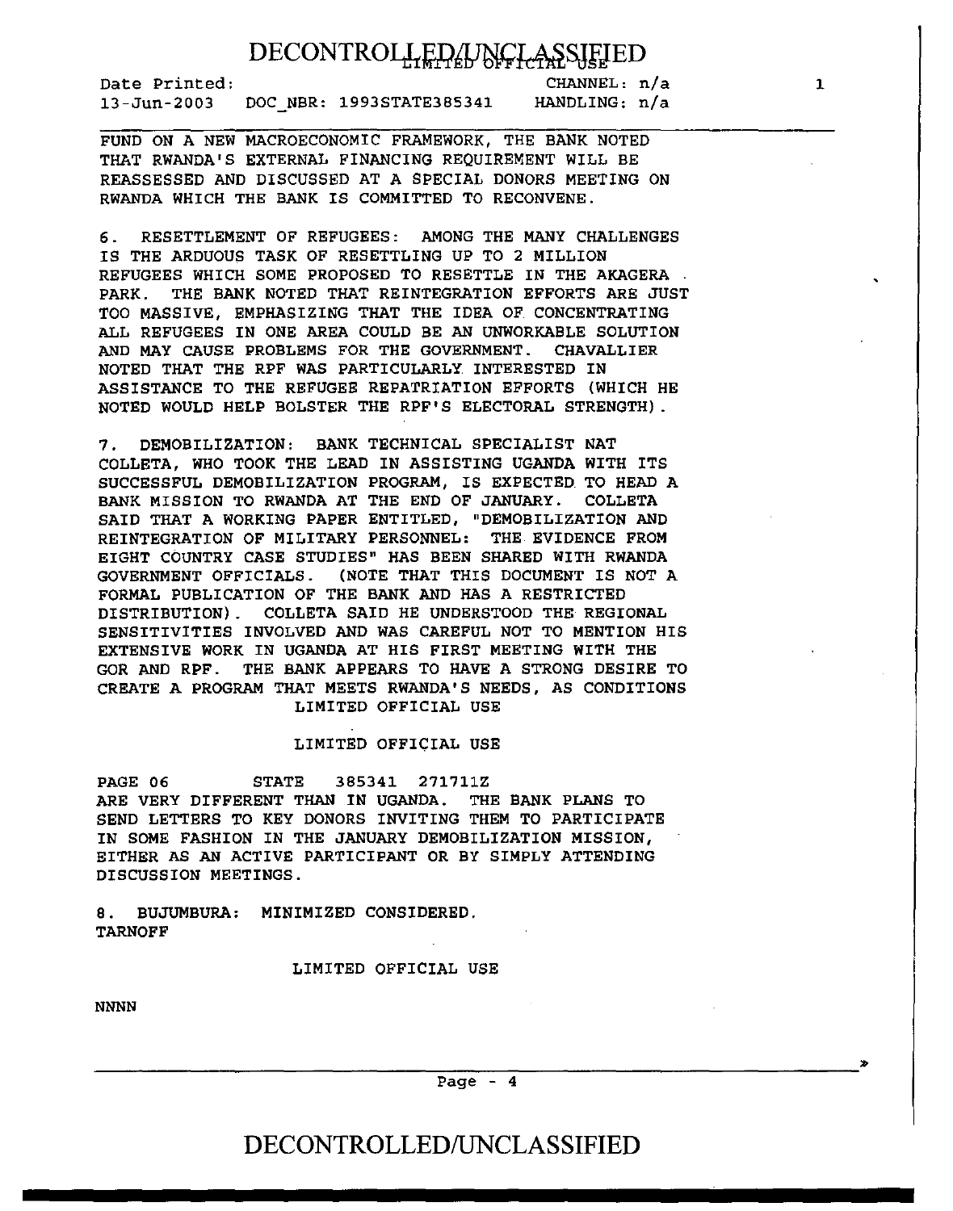FUND ON A NEW MACROECONOMIC FRAMEWORK, THE BANK NOTED THAT RWANDA'S EXTERNAL FINANCING REQUIREMENT WILL BE REASSESSED AND DISCUSSED AT A SPECIAL DONORS MEETING ON RWANDA WHICH THE BANK IS COMMITTED TO RECONVENE.

6. RESETTLEMENT OF REFUGEES: AMONG THE MANY CHALLENGES IS THE ARDUOUS TASK OF RESETTLING UP TO 2 MILLION REFUGEES WHICH SOME PROPOSED TO RESETTLE IN THE AKAGERA PARK. THE BANK NOTED THAT REINTEGRATION EFFORTS ARE JUST TOO MASSIVE, EMPHASIZING THAT THE IDEA OF CONCENTRATING ALL REFUGEES IN ONE AREA COULD BE AN UNWORKABLE SOLUTION AND MAY CAUSE PROBLEMS FOR THE GOVERNMENT. CHAVALLIER NOTED THAT THE RPF WAS PARTICULARLY INTERESTED IN ASSISTANCE TO THE REFUGEE REPATRIATION EFFORTS (WHICH HE NOTED WOULD HELP BOLSTER THE RPF'S ELECTORAL STRENGTH).

7. DEMOBILIZATION: BANK TECHNICAL SPECIALIST NAT COLLETA, WHO TOOK THE LEAD IN ASSISTING UGANDA WITH ITS SUCCESSFUL DEMOBILIZATION PROGRAM, IS EXPECTED TO HEAD A BANK MISSION TO RWANDA AT THE END OF JANUARY. COLLETA SAID THAT A WORKING PAPER ENTITLED, "DEMOBILIZATION AND REINTEGRATION OF MILITARY PERSONNEL: THE EVIDENCE FROM EIGHT COUNTRY CASE STUDIES" HAS BEEN SHARED WITH RWANDA GOVERNMENT OFFICIALS. (NOTE THAT THIS DOCUMENT IS NOT A FORMAL PUBLICATION OF THE BANK AND HAS A RESTRICTED DISTRIBUTION). COLLETA SAID HE UNDERSTOOD THE REGIONAL SENSITIVITIES INVOLVED AND WAS CAREFUL NOT TO MENTION HIS EXTENSIVE WORK IN UGANDA AT HIS FIRST MEETING WITH THE GOR AND RPF. THE BANK APPEARS TO HAVE A STRONG DESIRE TO CREATE A PROGRAM THAT MEETS RWANDA'S NEEDS, AS CONDITIONS

LIMITED OFFICIAL USE

LIMITED OFFICIAL USE

PAGE 06 STATE 385341 271711Z

ARE VERY DIFFERENT THAN IN UGANDA. THE BANK PLANS TO SEND LETTERS TO KEY DONORS INVITING THEM TO PARTICIPATE IN SOME FASHION IN THE JANUARY DEMOBILIZATION MISSION, EITHER AS AN ACTIVE PARTICIPANT OR BY SIMPLY ATTENDING DISCUSSION MEETINGS.

8. BUJUMBURA: MINIMIZED CONSIDERED.

TARNOFF

LIMITED OFFICIAL USE

NNNN